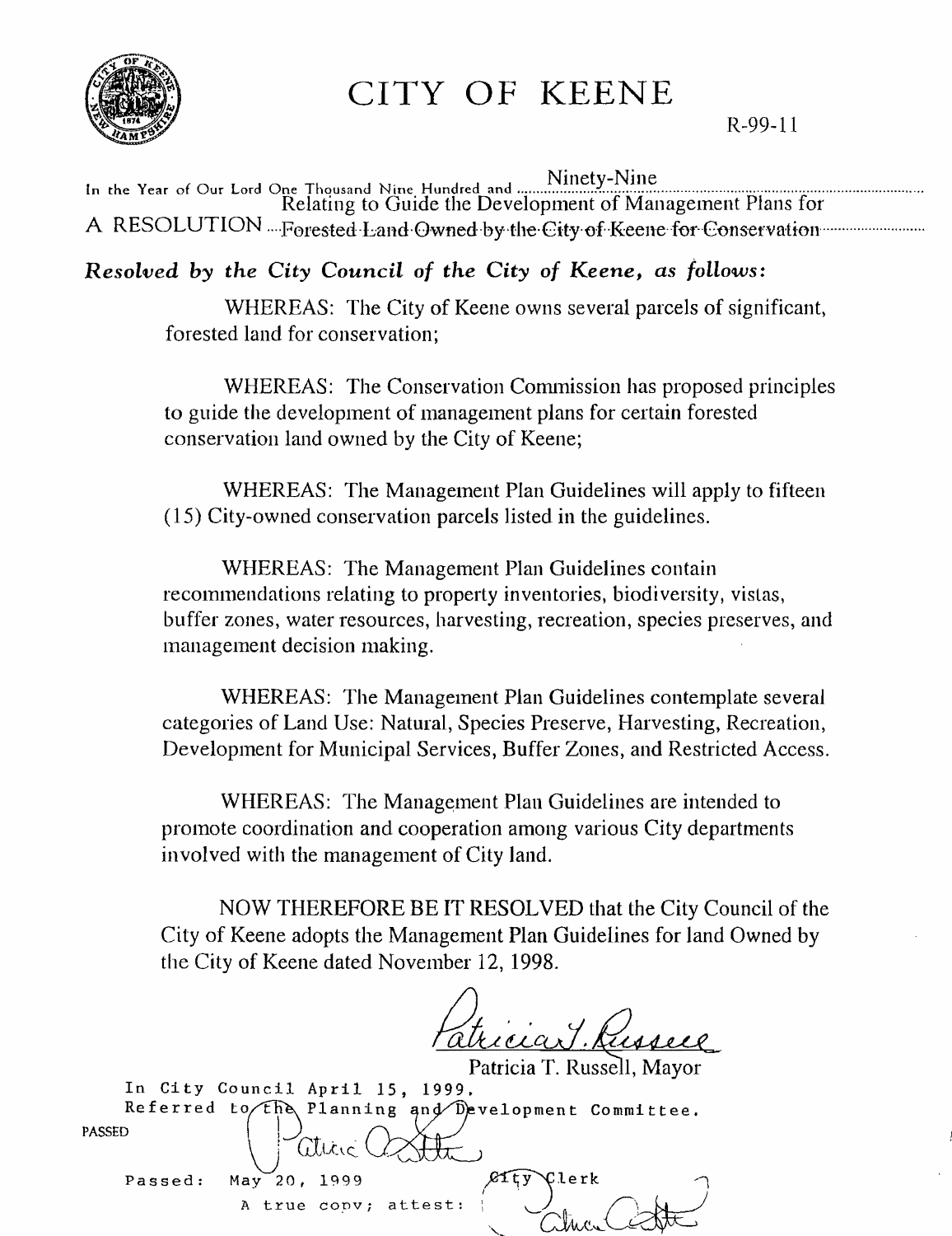# CITY OF KEENE

R-99-11

In the Year of Our Lord One Thousand Nine Hundred and Ninety-Nine

A RESOLUTION Relating to Guide the Development of Management Plans for Forested Land Owned by the City of Keene for Conservation

***Resolved by the City Council of the City of Keene, as follows:***

WHEREAS: The City of Keene owns several parcels of significant, forested land for conservation;

WHEREAS: The Conservation Commission has proposed principles to guide the development of management plans for certain forested conservation land owned by the City of Keene;

WHEREAS: The Management Plan Guidelines will apply to fifteen (15) City-owned conservation parcels listed in the guidelines.

WHEREAS: The Management Plan Guidelines contain recommendations relating to property inventories, biodiversity, vistas, buffer zones, water resources, harvesting, recreation, species preserves, and management decision making.

WHEREAS: The Management Plan Guidelines contemplate several categories of Land Use: Natural, Species Preserve, Harvesting, Recreation, Development for Municipal Services, Buffer Zones, and Restricted Access.

WHEREAS: The Management Plan Guidelines are intended to promote coordination and cooperation among various City departments involved with the management of City land.

NOW THEREFORE BE IT RESOLVED that the City Council of the City of Keene adopts the Management Plan Guidelines for land Owned by the City of Keene dated November 12, 1998.

Patricia T. Russell, Mayor

In City Council April 15, 1999.
Referred to the Planning and Development Committee.

PASSED

Passed: May 20, 1999

City Clerk

A true copy; attest: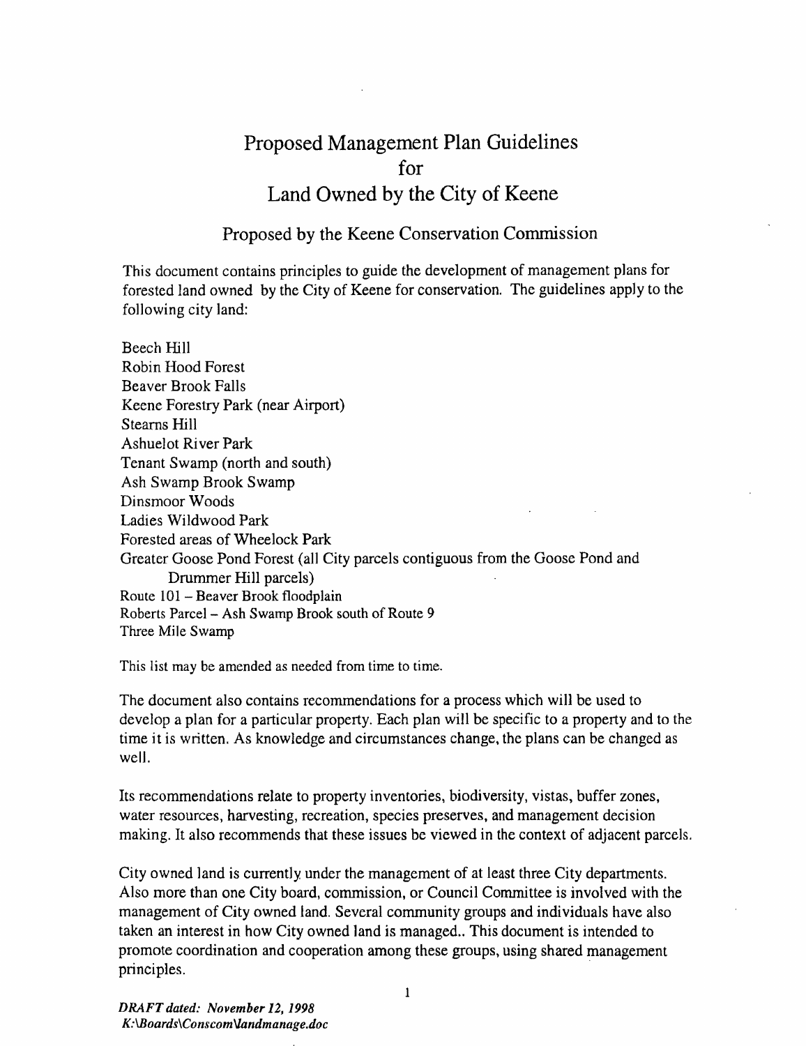# Proposed Management Plan Guidelines for Land Owned by the City of Keene

## Proposed by the Keene Conservation Commission

This document contains principles to guide the development of management plans for forested land owned by the City of Keene for conservation. The guidelines apply to the following city land:

Beech Hill
Robin Hood Forest
Beaver Brook Falls
Keene Forestry Park (near Airport)
Stearns Hill
Ashuelot River Park
Tenant Swamp (north and south)
Ash Swamp Brook Swamp
Dinsmoor Woods
Ladies Wildwood Park
Forested areas of Wheelock Park
Greater Goose Pond Forest (all City parcels contiguous from the Goose Pond and Drummer Hill parcels)
Route 101 – Beaver Brook floodplain
Roberts Parcel – Ash Swamp Brook south of Route 9
Three Mile Swamp

This list may be amended as needed from time to time.

The document also contains recommendations for a process which will be used to develop a plan for a particular property. Each plan will be specific to a property and to the time it is written. As knowledge and circumstances change, the plans can be changed as well.

Its recommendations relate to property inventories, biodiversity, vistas, buffer zones, water resources, harvesting, recreation, species preserves, and management decision making. It also recommends that these issues be viewed in the context of adjacent parcels.

City owned land is currently under the management of at least three City departments. Also more than one City board, commission, or Council Committee is involved with the management of City owned land. Several community groups and individuals have also taken an interest in how City owned land is managed.. This document is intended to promote coordination and cooperation among these groups, using shared management principles.

*DRAFT dated: November 12, 1998*
*K:\Boards\Conscom\landmanage.doc*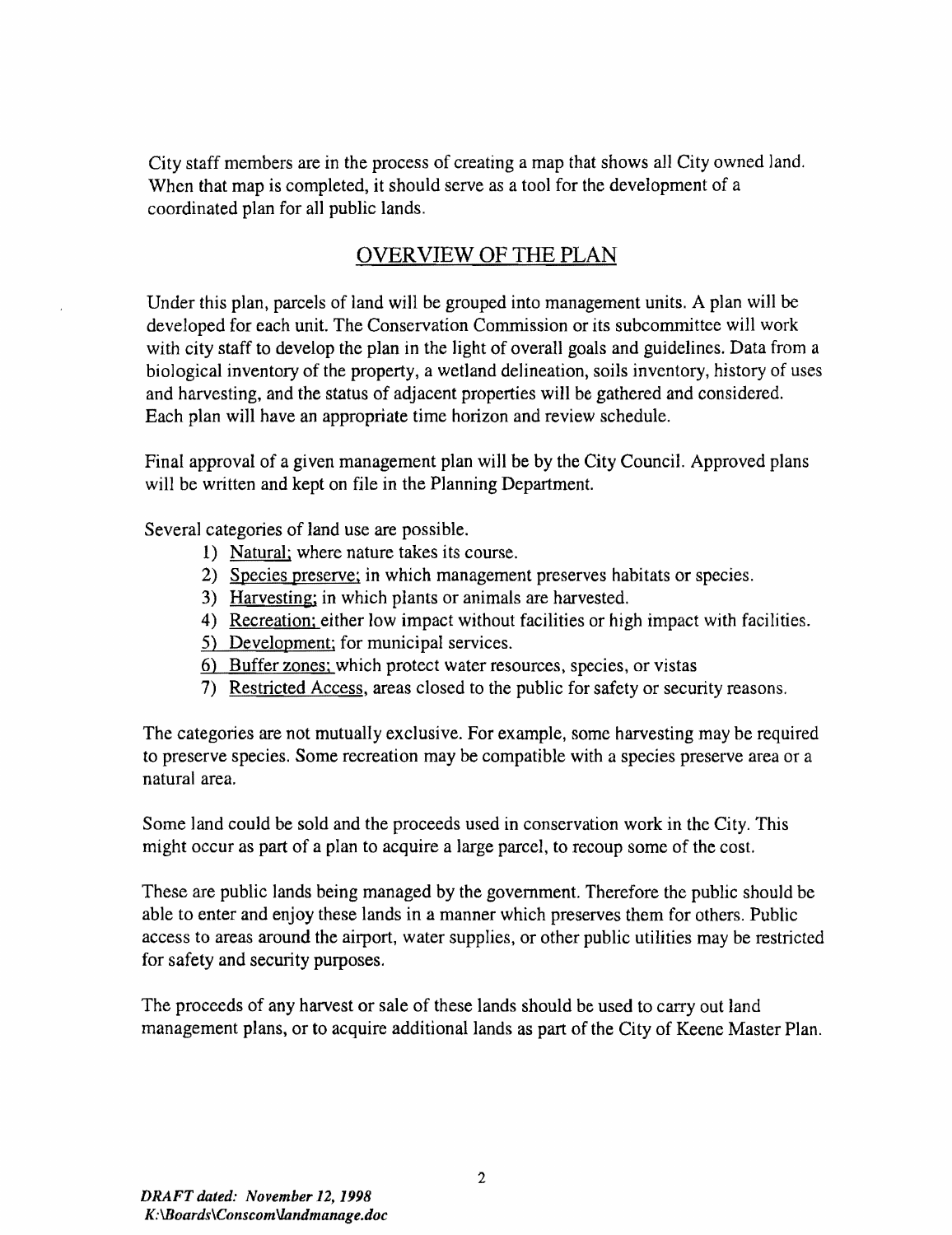City staff members are in the process of creating a map that shows all City owned land. When that map is completed, it should serve as a tool for the development of a coordinated plan for all public lands.

## OVERVIEW OF THE PLAN

Under this plan, parcels of land will be grouped into management units. A plan will be developed for each unit. The Conservation Commission or its subcommittee will work with city staff to develop the plan in the light of overall goals and guidelines. Data from a biological inventory of the property, a wetland delineation, soils inventory, history of uses and harvesting, and the status of adjacent properties will be gathered and considered. Each plan will have an appropriate time horizon and review schedule.

Final approval of a given management plan will be by the City Council. Approved plans will be written and kept on file in the Planning Department.

Several categories of land use are possible.

1) Natural; where nature takes its course.
2) Species preserve; in which management preserves habitats or species.
3) Harvesting; in which plants or animals are harvested.
4) Recreation; either low impact without facilities or high impact with facilities.
5) Development; for municipal services.
6) Buffer zones; which protect water resources, species, or vistas
7) Restricted Access, areas closed to the public for safety or security reasons.

The categories are not mutually exclusive. For example, some harvesting may be required to preserve species. Some recreation may be compatible with a species preserve area or a natural area.

Some land could be sold and the proceeds used in conservation work in the City. This might occur as part of a plan to acquire a large parcel, to recoup some of the cost.

These are public lands being managed by the government. Therefore the public should be able to enter and enjoy these lands in a manner which preserves them for others. Public access to areas around the airport, water supplies, or other public utilities may be restricted for safety and security purposes.

The proceeds of any harvest or sale of these lands should be used to carry out land management plans, or to acquire additional lands as part of the City of Keene Master Plan.

*DRAFT dated: November 12, 1998*
*K:\Boards\Conscom\landmanage.doc*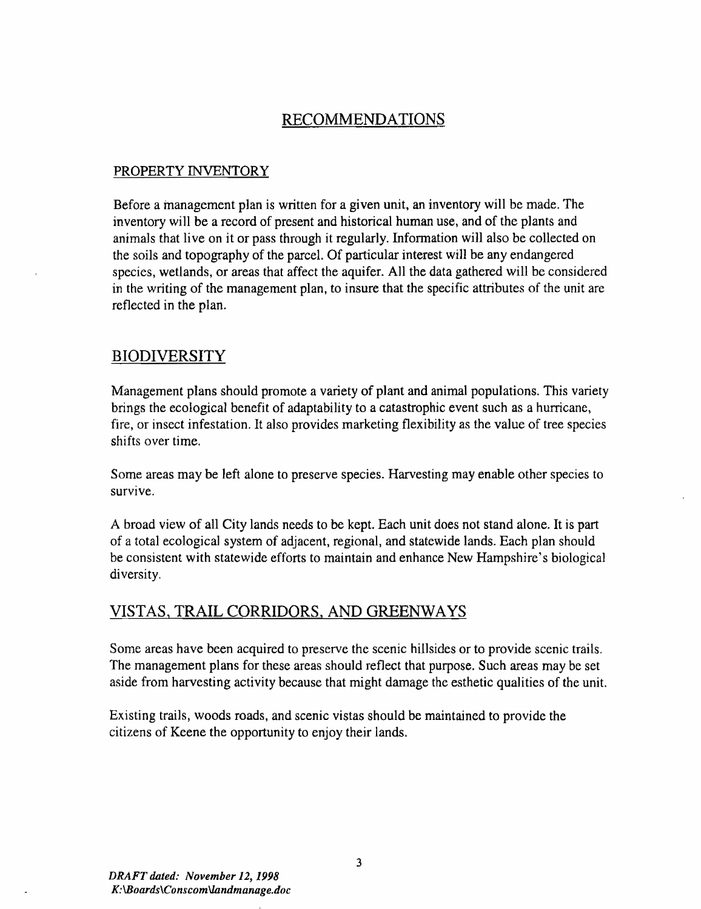# RECOMMENDATIONS

## PROPERTY INVENTORY

Before a management plan is written for a given unit, an inventory will be made. The inventory will be a record of present and historical human use, and of the plants and animals that live on it or pass through it regularly. Information will also be collected on the soils and topography of the parcel. Of particular interest will be any endangered species, wetlands, or areas that affect the aquifer. All the data gathered will be considered in the writing of the management plan, to insure that the specific attributes of the unit are reflected in the plan.

## BIODIVERSITY

Management plans should promote a variety of plant and animal populations. This variety brings the ecological benefit of adaptability to a catastrophic event such as a hurricane, fire, or insect infestation. It also provides marketing flexibility as the value of tree species shifts over time.

Some areas may be left alone to preserve species. Harvesting may enable other species to survive.

A broad view of all City lands needs to be kept. Each unit does not stand alone. It is part of a total ecological system of adjacent, regional, and statewide lands. Each plan should be consistent with statewide efforts to maintain and enhance New Hampshire's biological diversity.

## VISTAS, TRAIL CORRIDORS, AND GREENWAYS

Some areas have been acquired to preserve the scenic hillsides or to provide scenic trails. The management plans for these areas should reflect that purpose. Such areas may be set aside from harvesting activity because that might damage the esthetic qualities of the unit.

Existing trails, woods roads, and scenic vistas should be maintained to provide the citizens of Keene the opportunity to enjoy their lands.

*DRAFT dated: November 12, 1998*
*K:\Boards\Conscom\landmanage.doc*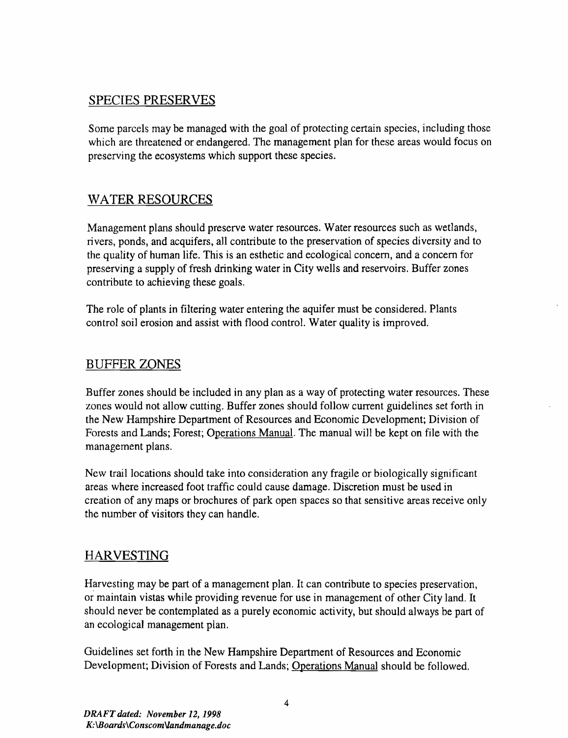## SPECIES PRESERVES

Some parcels may be managed with the goal of protecting certain species, including those which are threatened or endangered. The management plan for these areas would focus on preserving the ecosystems which support these species.

## WATER RESOURCES

Management plans should preserve water resources. Water resources such as wetlands, rivers, ponds, and acquifers, all contribute to the preservation of species diversity and to the quality of human life. This is an esthetic and ecological concern, and a concern for preserving a supply of fresh drinking water in City wells and reservoirs. Buffer zones contribute to achieving these goals.

The role of plants in filtering water entering the aquifer must be considered. Plants control soil erosion and assist with flood control. Water quality is improved.

## BUFFER ZONES

Buffer zones should be included in any plan as a way of protecting water resources. These zones would not allow cutting. Buffer zones should follow current guidelines set forth in the New Hampshire Department of Resources and Economic Development; Division of Forests and Lands; Forest; Operations Manual. The manual will be kept on file with the management plans.

New trail locations should take into consideration any fragile or biologically significant areas where increased foot traffic could cause damage. Discretion must be used in creation of any maps or brochures of park open spaces so that sensitive areas receive only the number of visitors they can handle.

## HARVESTING

Harvesting may be part of a management plan. It can contribute to species preservation, or maintain vistas while providing revenue for use in management of other City land. It should never be contemplated as a purely economic activity, but should always be part of an ecological management plan.

Guidelines set forth in the New Hampshire Department of Resources and Economic Development; Division of Forests and Lands; Operations Manual should be followed.

*DRAFT dated: November 12, 1998*
*K:\Boards\Conscom\landmanage.doc*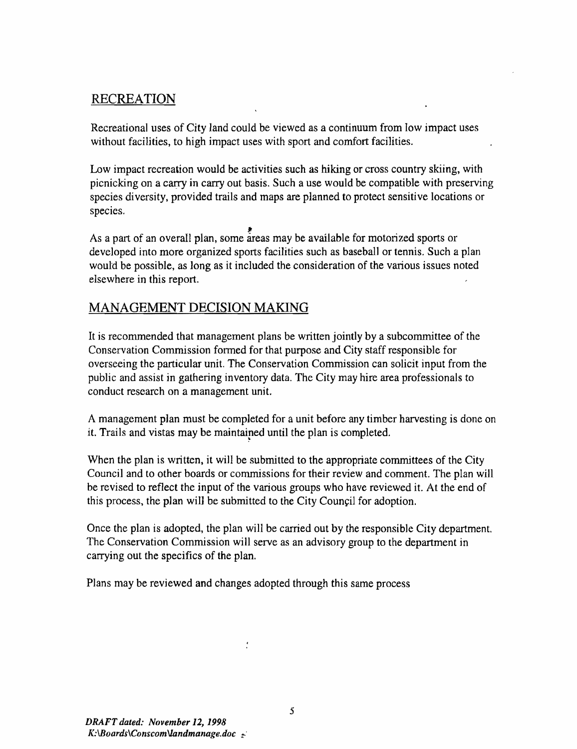## RECREATION

Recreational uses of City land could be viewed as a continuum from low impact uses without facilities, to high impact uses with sport and comfort facilities.

Low impact recreation would be activities such as hiking or cross country skiing, with picnicking on a carry in carry out basis. Such a use would be compatible with preserving species diversity, provided trails and maps are planned to protect sensitive locations or species.

As a part of an overall plan, some areas may be available for motorized sports or developed into more organized sports facilities such as baseball or tennis. Such a plan would be possible, as long as it included the consideration of the various issues noted elsewhere in this report.

## MANAGEMENT DECISION MAKING

It is recommended that management plans be written jointly by a subcommittee of the Conservation Commission formed for that purpose and City staff responsible for overseeing the particular unit. The Conservation Commission can solicit input from the public and assist in gathering inventory data. The City may hire area professionals to conduct research on a management unit.

A management plan must be completed for a unit before any timber harvesting is done on it. Trails and vistas may be maintained until the plan is completed.

When the plan is written, it will be submitted to the appropriate committees of the City Council and to other boards or commissions for their review and comment. The plan will be revised to reflect the input of the various groups who have reviewed it. At the end of this process, the plan will be submitted to the City Council for adoption.

Once the plan is adopted, the plan will be carried out by the responsible City department. The Conservation Commission will serve as an advisory group to the department in carrying out the specifics of the plan.

Plans may be reviewed and changes adopted through this same process